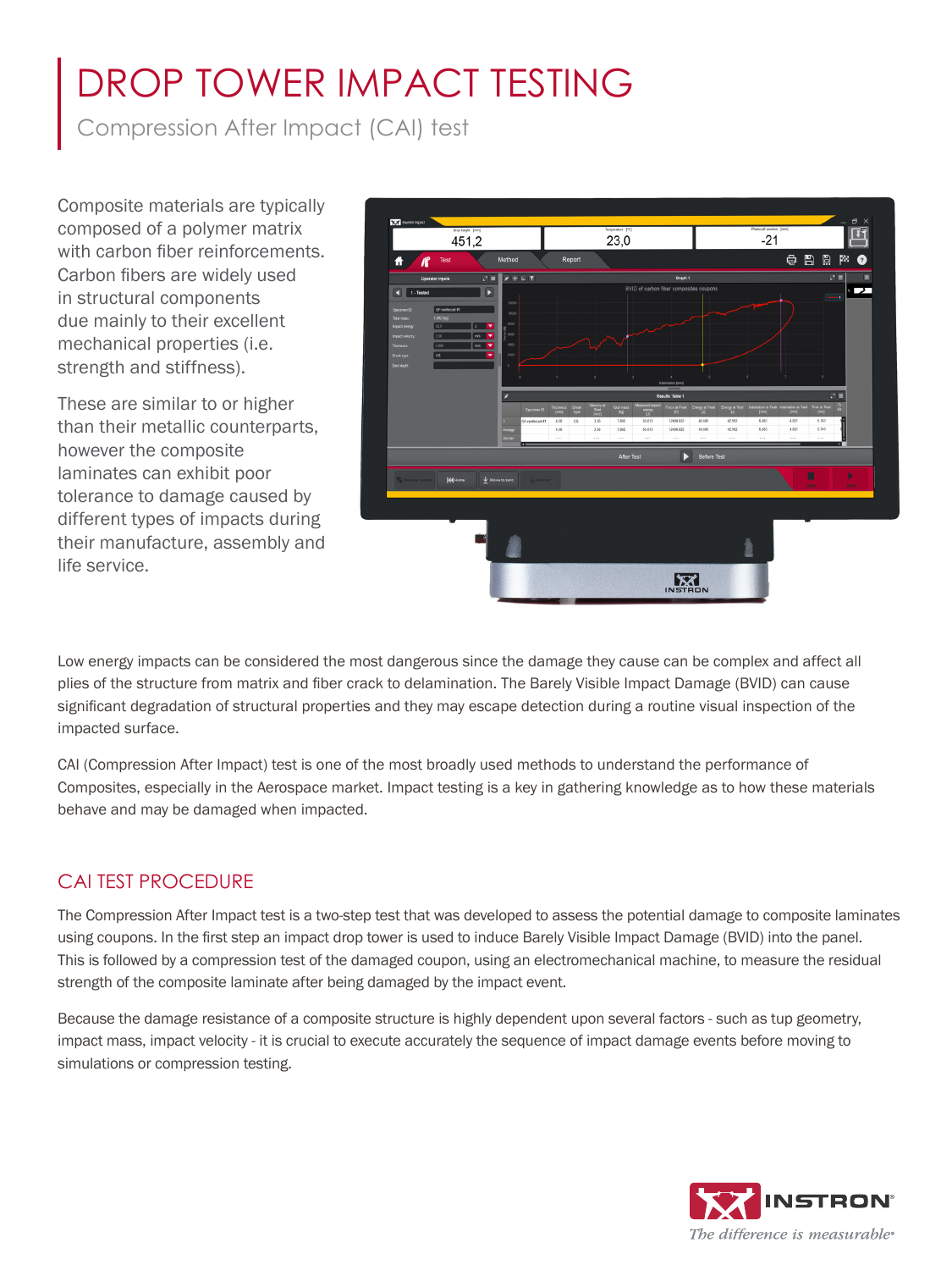# DROP TOWER IMPACT TESTING

Compression After Impact (CAI) test

Composite materials are typically composed of a polymer matrix with carbon fiber reinforcements. Carbon fibers are widely used in structural components due mainly to their excellent mechanical properties (i.e. strength and stiffness).

These are similar to or higher than their metallic counterparts, however the composite laminates can exhibit poor tolerance to damage caused by different types of impacts during their manufacture, assembly and life service.

Low energy impacts can be considered the most dangerous since the damage they cause can be complex and affect all plies of the structure from matrix and fiber crack to delamination. The Barely Visible Impact Damage (BVID) can cause significant degradation of structural properties and they may escape detection during a routine visual inspection of the impacted surface.

CAI (Compression After Impact) test is one of the most broadly used methods to understand the performance of Composites, especially in the Aerospace market. Impact testing is a key in gathering knowledge as to how these materials behave and may be damaged when impacted.

## CAI TEST PROCEDURE

The Compression After Impact test is a two-step test that was developed to assess the potential damage to composite laminates using coupons. In the first step an impact drop tower is used to induce Barely Visible Impact Damage (BVID) into the panel. This is followed by a compression test of the damaged coupon, using an electromechanical machine, to measure the residual strength of the composite laminate after being damaged by the impact event.

Because the damage resistance of a composite structure is highly dependent upon several factors - such as tup geometry, impact mass, impact velocity - it is crucial to execute accurately the sequence of impact damage events before moving to simulations or compression testing.

INSTRON® *The difference is measurable®*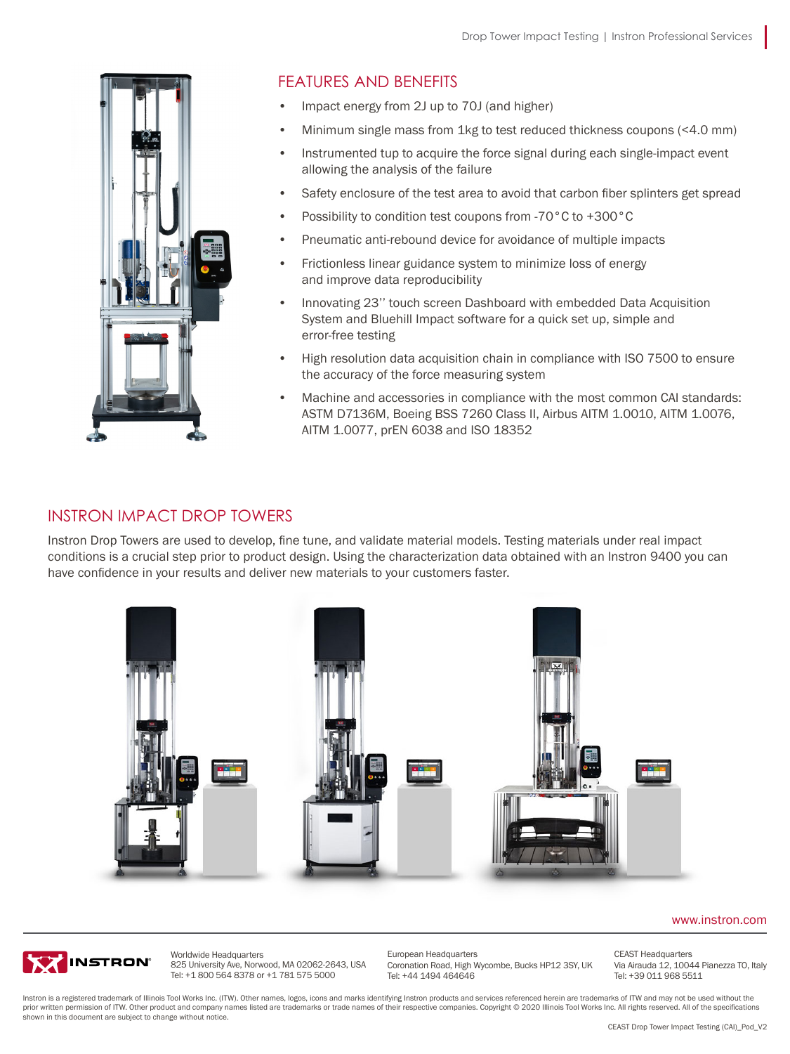## FEATURES AND BENEFITS

- Impact energy from 2J up to 70J (and higher)
- Minimum single mass from 1kg to test reduced thickness coupons (<4.0 mm)
- Instrumented tup to acquire the force signal during each single-impact event allowing the analysis of the failure
- Safety enclosure of the test area to avoid that carbon fiber splinters get spread
- Possibility to condition test coupons from -70°C to +300°C
- Pneumatic anti-rebound device for avoidance of multiple impacts
- Frictionless linear guidance system to minimize loss of energy and improve data reproducibility
- Innovating 23'' touch screen Dashboard with embedded Data Acquisition System and Bluehill Impact software for a quick set up, simple and error-free testing
- High resolution data acquisition chain in compliance with ISO 7500 to ensure the accuracy of the force measuring system
- Machine and accessories in compliance with the most common CAI standards: ASTM D7136M, Boeing BSS 7260 Class II, Airbus AITM 1.0010, AITM 1.0076, AITM 1.0077, prEN 6038 and ISO 18352

## INSTRON IMPACT DROP TOWERS

Instron Drop Towers are used to develop, fine tune, and validate material models. Testing materials under real impact conditions is a crucial step prior to product design. Using the characterization data obtained with an Instron 9400 you can have confidence in your results and deliver new materials to your customers faster.

www.instron.com

INSTRON®

Worldwide Headquarters
825 University Ave, Norwood, MA 02062-2643, USA
Tel: +1 800 564 8378 or +1 781 575 5000

European Headquarters
Coronation Road, High Wycombe, Bucks HP12 3SY, UK
Tel: +44 1494 464646

CEAST Headquarters
Via Airauda 12, 10044 Pianezza TO, Italy
Tel: +39 011 968 5511

Instron is a registered trademark of Illinois Tool Works Inc. (ITW). Other names, logos, icons and marks identifying Instron products and services referenced herein are trademarks of ITW and may not be used without the prior written permission of ITW. Other product and company names listed are trademarks or trade names of their respective companies. Copyright © 2020 Illinois Tool Works Inc. All rights reserved. All of the specifications shown in this document are subject to change without notice.

CEAST Drop Tower Impact Testing (CAI)_Pod_V2